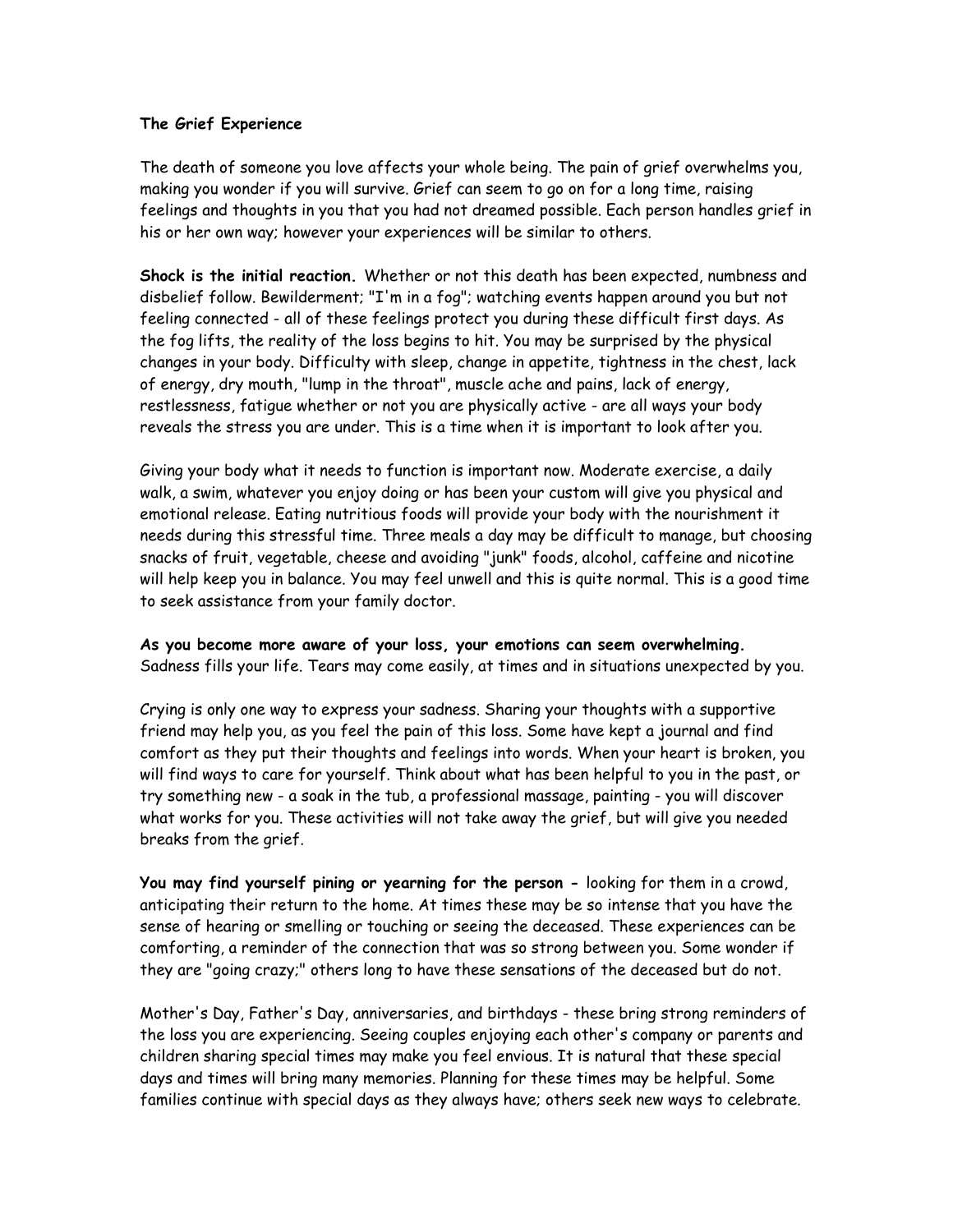**The Grief Experience**

The death of someone you love affects your whole being. The pain of grief overwhelms you, making you wonder if you will survive. Grief can seem to go on for a long time, raising feelings and thoughts in you that you had not dreamed possible. Each person handles grief in his or her own way; however your experiences will be similar to others.

**Shock is the initial reaction.** Whether or not this death has been expected, numbness and disbelief follow. Bewilderment; "I'm in a fog"; watching events happen around you but not feeling connected - all of these feelings protect you during these difficult first days. As the fog lifts, the reality of the loss begins to hit. You may be surprised by the physical changes in your body. Difficulty with sleep, change in appetite, tightness in the chest, lack of energy, dry mouth, "lump in the throat", muscle ache and pains, lack of energy, restlessness, fatigue whether or not you are physically active - are all ways your body reveals the stress you are under. This is a time when it is important to look after you.

Giving your body what it needs to function is important now. Moderate exercise, a daily walk, a swim, whatever you enjoy doing or has been your custom will give you physical and emotional release. Eating nutritious foods will provide your body with the nourishment it needs during this stressful time. Three meals a day may be difficult to manage, but choosing snacks of fruit, vegetable, cheese and avoiding "junk" foods, alcohol, caffeine and nicotine will help keep you in balance. You may feel unwell and this is quite normal. This is a good time to seek assistance from your family doctor.

**As you become more aware of your loss, your emotions can seem overwhelming.** Sadness fills your life. Tears may come easily, at times and in situations unexpected by you.

Crying is only one way to express your sadness. Sharing your thoughts with a supportive friend may help you, as you feel the pain of this loss. Some have kept a journal and find comfort as they put their thoughts and feelings into words. When your heart is broken, you will find ways to care for yourself. Think about what has been helpful to you in the past, or try something new - a soak in the tub, a professional massage, painting - you will discover what works for you. These activities will not take away the grief, but will give you needed breaks from the grief.

**You may find yourself pining or yearning for the person -** looking for them in a crowd, anticipating their return to the home. At times these may be so intense that you have the sense of hearing or smelling or touching or seeing the deceased. These experiences can be comforting, a reminder of the connection that was so strong between you. Some wonder if they are "going crazy;" others long to have these sensations of the deceased but do not.

Mother's Day, Father's Day, anniversaries, and birthdays - these bring strong reminders of the loss you are experiencing. Seeing couples enjoying each other's company or parents and children sharing special times may make you feel envious. It is natural that these special days and times will bring many memories. Planning for these times may be helpful. Some families continue with special days as they always have; others seek new ways to celebrate.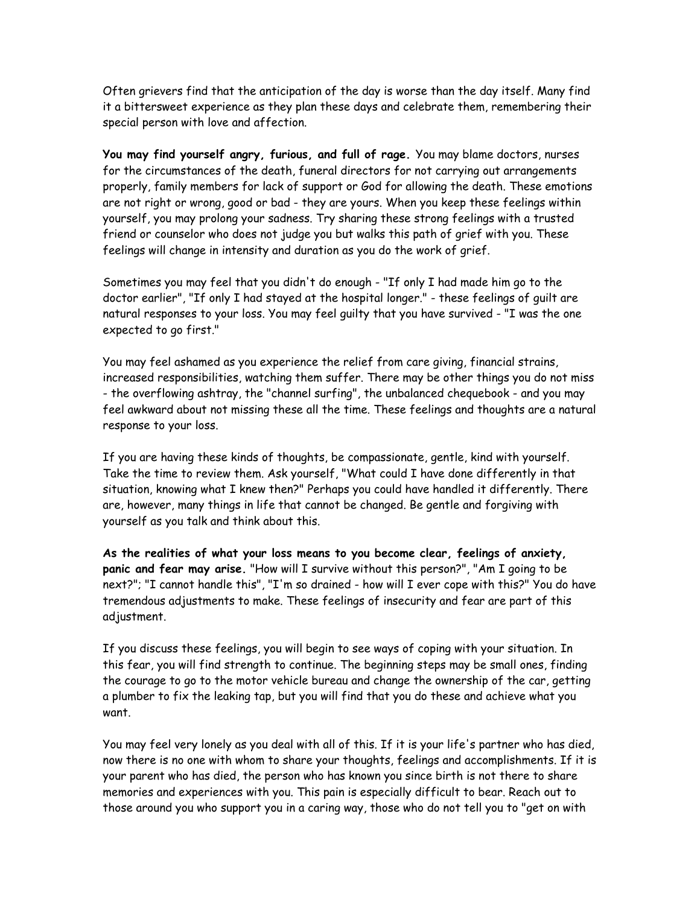Often grievers find that the anticipation of the day is worse than the day itself. Many find it a bittersweet experience as they plan these days and celebrate them, remembering their special person with love and affection.

**You may find yourself angry, furious, and full of rage.** You may blame doctors, nurses for the circumstances of the death, funeral directors for not carrying out arrangements properly, family members for lack of support or God for allowing the death. These emotions are not right or wrong, good or bad - they are yours. When you keep these feelings within yourself, you may prolong your sadness. Try sharing these strong feelings with a trusted friend or counselor who does not judge you but walks this path of grief with you. These feelings will change in intensity and duration as you do the work of grief.

Sometimes you may feel that you didn't do enough - "If only I had made him go to the doctor earlier", "If only I had stayed at the hospital longer." - these feelings of guilt are natural responses to your loss. You may feel guilty that you have survived - "I was the one expected to go first."

You may feel ashamed as you experience the relief from care giving, financial strains, increased responsibilities, watching them suffer. There may be other things you do not miss - the overflowing ashtray, the "channel surfing", the unbalanced chequebook - and you may feel awkward about not missing these all the time. These feelings and thoughts are a natural response to your loss.

If you are having these kinds of thoughts, be compassionate, gentle, kind with yourself. Take the time to review them. Ask yourself, "What could I have done differently in that situation, knowing what I knew then?" Perhaps you could have handled it differently. There are, however, many things in life that cannot be changed. Be gentle and forgiving with yourself as you talk and think about this.

**As the realities of what your loss means to you become clear, feelings of anxiety, panic and fear may arise.** "How will I survive without this person?", "Am I going to be next?"; "I cannot handle this", "I'm so drained - how will I ever cope with this?" You do have tremendous adjustments to make. These feelings of insecurity and fear are part of this adjustment.

If you discuss these feelings, you will begin to see ways of coping with your situation. In this fear, you will find strength to continue. The beginning steps may be small ones, finding the courage to go to the motor vehicle bureau and change the ownership of the car, getting a plumber to fix the leaking tap, but you will find that you do these and achieve what you want.

You may feel very lonely as you deal with all of this. If it is your life's partner who has died, now there is no one with whom to share your thoughts, feelings and accomplishments. If it is your parent who has died, the person who has known you since birth is not there to share memories and experiences with you. This pain is especially difficult to bear. Reach out to those around you who support you in a caring way, those who do not tell you to "get on with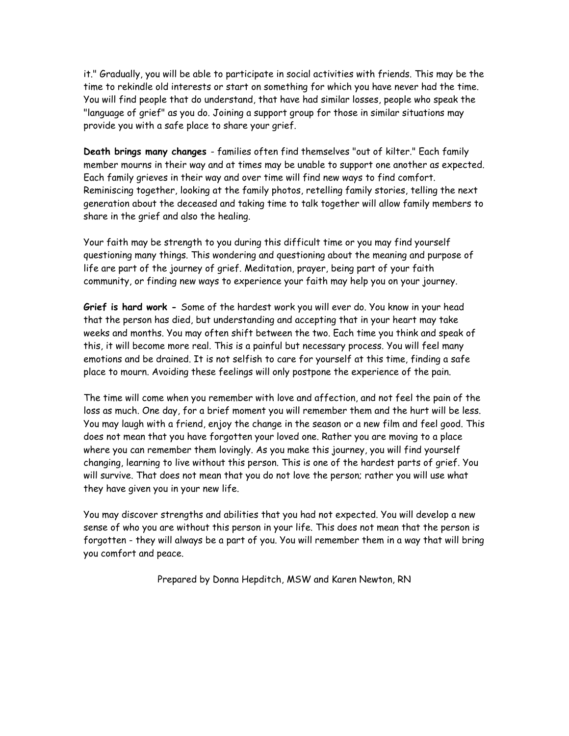it." Gradually, you will be able to participate in social activities with friends. This may be the time to rekindle old interests or start on something for which you have never had the time. You will find people that do understand, that have had similar losses, people who speak the "language of grief" as you do. Joining a support group for those in similar situations may provide you with a safe place to share your grief.

**Death brings many changes** - families often find themselves "out of kilter." Each family member mourns in their way and at times may be unable to support one another as expected. Each family grieves in their way and over time will find new ways to find comfort. Reminiscing together, looking at the family photos, retelling family stories, telling the next generation about the deceased and taking time to talk together will allow family members to share in the grief and also the healing.

Your faith may be strength to you during this difficult time or you may find yourself questioning many things. This wondering and questioning about the meaning and purpose of life are part of the journey of grief. Meditation, prayer, being part of your faith community, or finding new ways to experience your faith may help you on your journey.

**Grief is hard work -** Some of the hardest work you will ever do. You know in your head that the person has died, but understanding and accepting that in your heart may take weeks and months. You may often shift between the two. Each time you think and speak of this, it will become more real. This is a painful but necessary process. You will feel many emotions and be drained. It is not selfish to care for yourself at this time, finding a safe place to mourn. Avoiding these feelings will only postpone the experience of the pain.

The time will come when you remember with love and affection, and not feel the pain of the loss as much. One day, for a brief moment you will remember them and the hurt will be less. You may laugh with a friend, enjoy the change in the season or a new film and feel good. This does not mean that you have forgotten your loved one. Rather you are moving to a place where you can remember them lovingly. As you make this journey, you will find yourself changing, learning to live without this person. This is one of the hardest parts of grief. You will survive. That does not mean that you do not love the person; rather you will use what they have given you in your new life.

You may discover strengths and abilities that you had not expected. You will develop a new sense of who you are without this person in your life. This does not mean that the person is forgotten - they will always be a part of you. You will remember them in a way that will bring you comfort and peace.

Prepared by Donna Hepditch, MSW and Karen Newton, RN